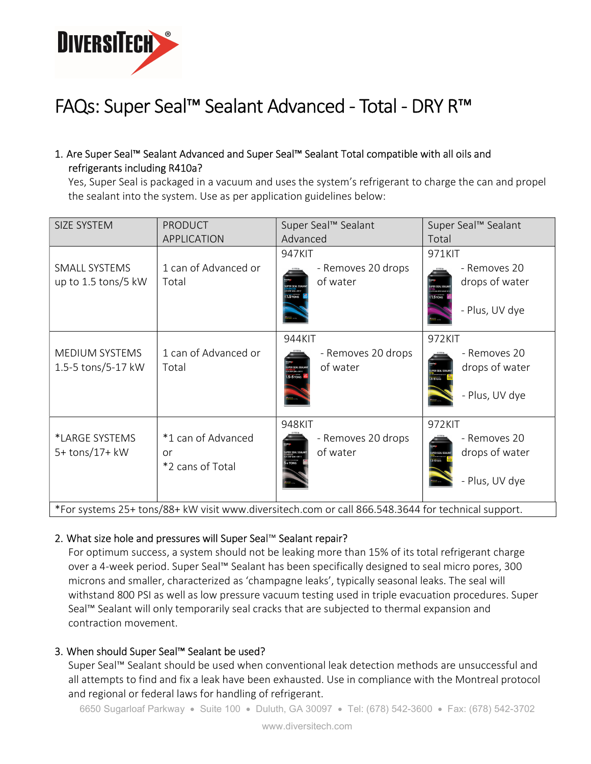# FAQs: Super Seal™ Sealant Advanced - Total - DRY R™

1. Are Super Seal™ Sealant Advanced and Super Seal™ Sealant Total compatible with all oils and refrigerants including R410a?

   Yes, Super Seal is packaged in a vacuum and uses the system's refrigerant to charge the can and propel the sealant into the system. Use as per application guidelines below:

| SIZE SYSTEM | PRODUCT APPLICATION | Super Seal™ Sealant Advanced | Super Seal™ Sealant Total |
|---|---|---|---|
| SMALL SYSTEMS up to 1.5 tons/5 kW | 1 can of Advanced or Total | 947KIT - Removes 20 drops of water | 971KIT - Removes 20 drops of water - Plus, UV dye |
| MEDIUM SYSTEMS 1.5-5 tons/5-17 kW | 1 can of Advanced or Total | 944KIT - Removes 20 drops of water | 972KIT - Removes 20 drops of water - Plus, UV dye |
| *LARGE SYSTEMS 5+ tons/17+ kW | *1 can of Advanced or *2 cans of Total | 948KIT - Removes 20 drops of water | 972KIT - Removes 20 drops of water - Plus, UV dye |

*For systems 25+ tons/88+ kW visit www.diversitech.com or call 866.548.3644 for technical support.

2. What size hole and pressures will Super Seal™ Sealant repair?

   For optimum success, a system should not be leaking more than 15% of its total refrigerant charge over a 4-week period. Super Seal™ Sealant has been specifically designed to seal micro pores, 300 microns and smaller, characterized as 'champagne leaks', typically seasonal leaks. The seal will withstand 800 PSI as well as low pressure vacuum testing used in triple evacuation procedures. Super Seal™ Sealant will only temporarily seal cracks that are subjected to thermal expansion and contraction movement.

3. When should Super Seal™ Sealant be used?

   Super Seal™ Sealant should be used when conventional leak detection methods are unsuccessful and all attempts to find and fix a leak have been exhausted. Use in compliance with the Montreal protocol and regional or federal laws for handling of refrigerant.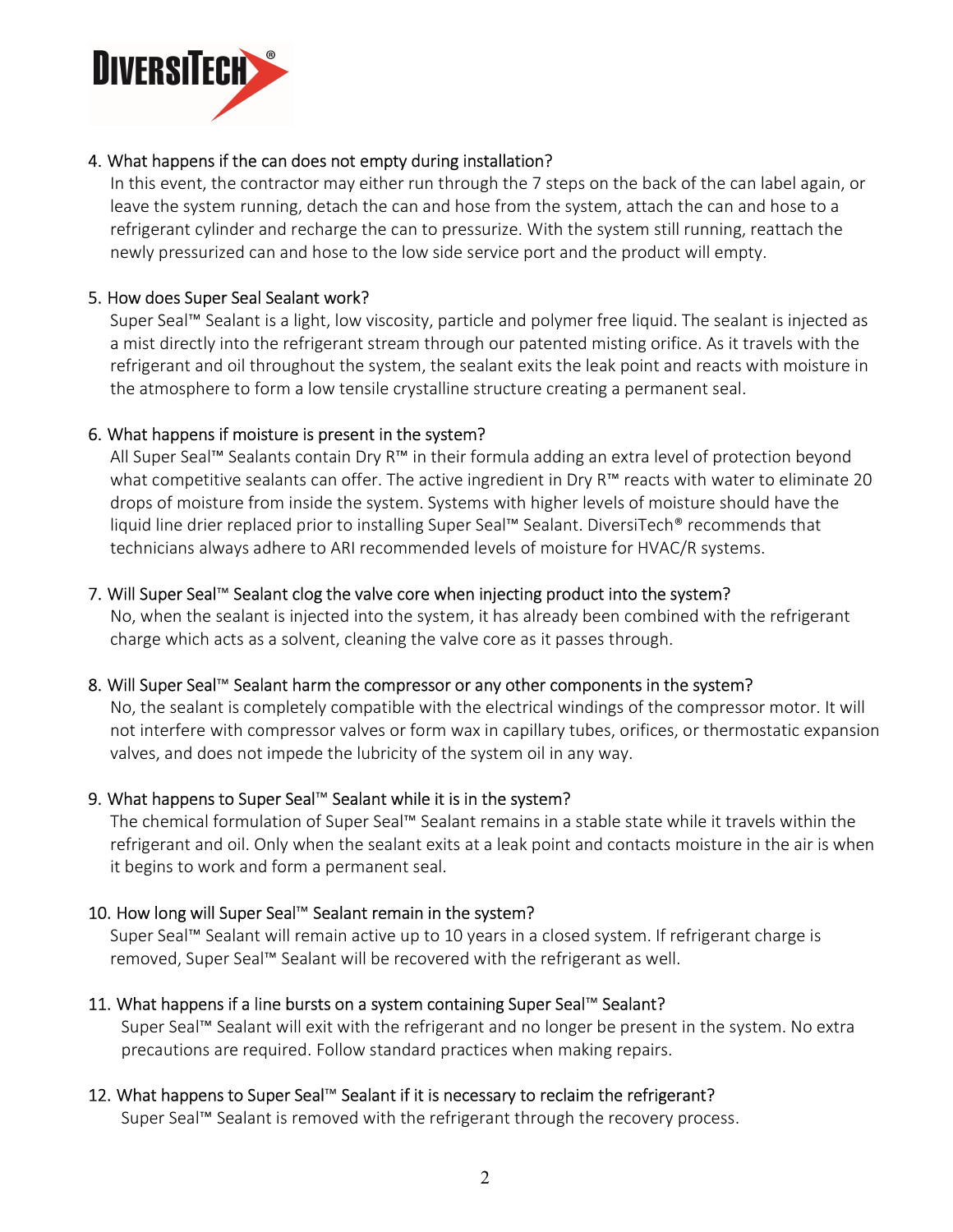4. What happens if the can does not empty during installation?

   In this event, the contractor may either run through the 7 steps on the back of the can label again, or leave the system running, detach the can and hose from the system, attach the can and hose to a refrigerant cylinder and recharge the can to pressurize. With the system still running, reattach the newly pressurized can and hose to the low side service port and the product will empty.

5. How does Super Seal Sealant work?

   Super Seal™ Sealant is a light, low viscosity, particle and polymer free liquid. The sealant is injected as a mist directly into the refrigerant stream through our patented misting orifice. As it travels with the refrigerant and oil throughout the system, the sealant exits the leak point and reacts with moisture in the atmosphere to form a low tensile crystalline structure creating a permanent seal.

6. What happens if moisture is present in the system?

   All Super Seal™ Sealants contain Dry R™ in their formula adding an extra level of protection beyond what competitive sealants can offer. The active ingredient in Dry R™ reacts with water to eliminate 20 drops of moisture from inside the system. Systems with higher levels of moisture should have the liquid line drier replaced prior to installing Super Seal™ Sealant. DiversiTech® recommends that technicians always adhere to ARI recommended levels of moisture for HVAC/R systems.

7. Will Super Seal™ Sealant clog the valve core when injecting product into the system?

   No, when the sealant is injected into the system, it has already been combined with the refrigerant charge which acts as a solvent, cleaning the valve core as it passes through.

8. Will Super Seal™ Sealant harm the compressor or any other components in the system?

   No, the sealant is completely compatible with the electrical windings of the compressor motor. It will not interfere with compressor valves or form wax in capillary tubes, orifices, or thermostatic expansion valves, and does not impede the lubricity of the system oil in any way.

9. What happens to Super Seal™ Sealant while it is in the system?

   The chemical formulation of Super Seal™ Sealant remains in a stable state while it travels within the refrigerant and oil. Only when the sealant exits at a leak point and contacts moisture in the air is when it begins to work and form a permanent seal.

10. How long will Super Seal™ Sealant remain in the system?

    Super Seal™ Sealant will remain active up to 10 years in a closed system. If refrigerant charge is removed, Super Seal™ Sealant will be recovered with the refrigerant as well.

11. What happens if a line bursts on a system containing Super Seal™ Sealant?

    Super Seal™ Sealant will exit with the refrigerant and no longer be present in the system. No extra precautions are required. Follow standard practices when making repairs.

12. What happens to Super Seal™ Sealant if it is necessary to reclaim the refrigerant?

    Super Seal™ Sealant is removed with the refrigerant through the recovery process.